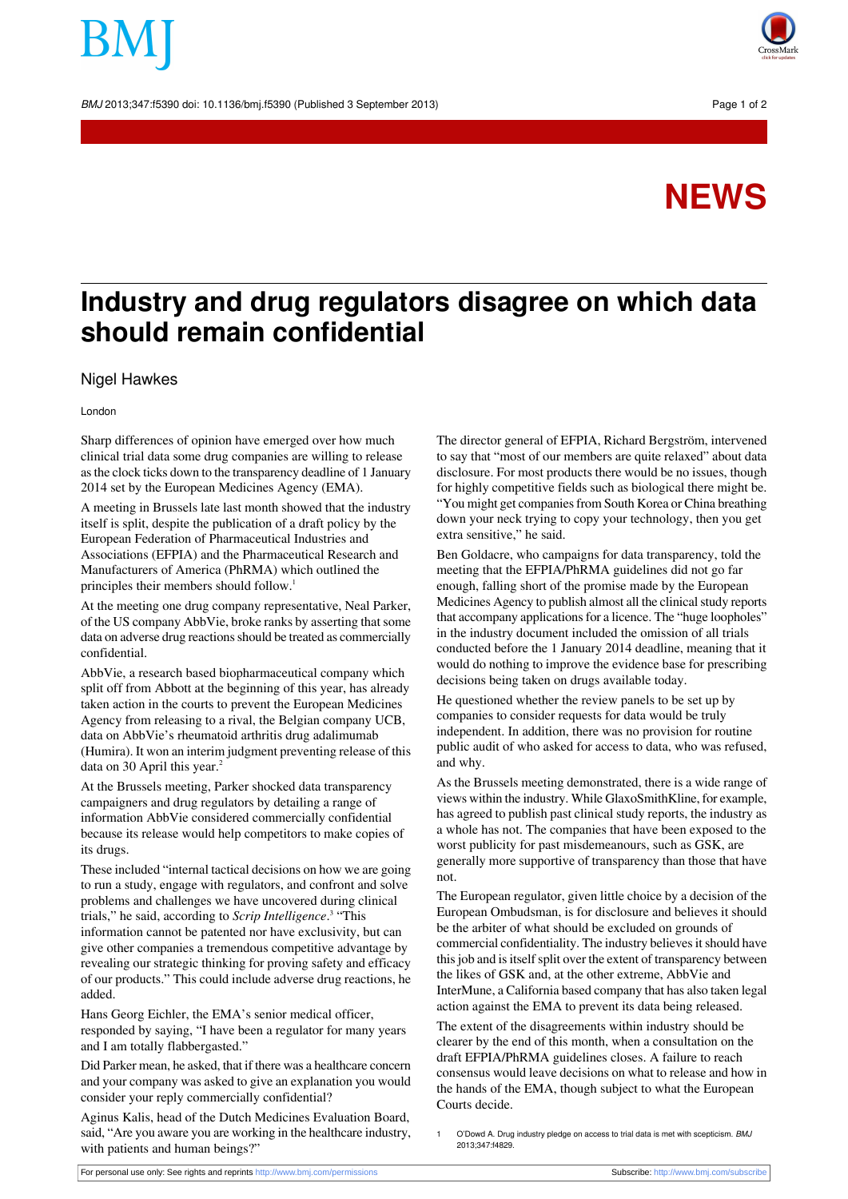NEWS

# Industry and drug regulators disagree on which data should remain confidential

Nigel Hawkes

London

Sharp differences of opinion have emerged over how much clinical trial data some drug companies are willing to release as the clock ticks down to the transparency deadline of 1 January 2014 set by the European Medicines Agency (EMA).

A meeting in Brussels late last month showed that the industry itself is split, despite the publication of a draft policy by the European Federation of Pharmaceutical Industries and Associations (EFPIA) and the Pharmaceutical Research and Manufacturers of America (PhRMA) which outlined the principles their members should follow.[1]

At the meeting one drug company representative, Neal Parker, of the US company AbbVie, broke ranks by asserting that some data on adverse drug reactions should be treated as commercially confidential.

AbbVie, a research based biopharmaceutical company which split off from Abbott at the beginning of this year, has already taken action in the courts to prevent the European Medicines Agency from releasing to a rival, the Belgian company UCB, data on AbbVie's rheumatoid arthritis drug adalimumab (Humira). It won an interim judgment preventing release of this data on 30 April this year.[2]

At the Brussels meeting, Parker shocked data transparency campaigners and drug regulators by detailing a range of information AbbVie considered commercially confidential because its release would help competitors to make copies of its drugs.

These included "internal tactical decisions on how we are going to run a study, engage with regulators, and confront and solve problems and challenges we have uncovered during clinical trials," he said, according to *Scrip Intelligence*.[3] "This information cannot be patented nor have exclusivity, but can give other companies a tremendous competitive advantage by revealing our strategic thinking for proving safety and efficacy of our products." This could include adverse drug reactions, he added.

Hans Georg Eichler, the EMA's senior medical officer, responded by saying, "I have been a regulator for many years and I am totally flabbergasted."

Did Parker mean, he asked, that if there was a healthcare concern and your company was asked to give an explanation you would consider your reply commercially confidential?

Aginus Kalis, head of the Dutch Medicines Evaluation Board, said, "Are you aware you are working in the healthcare industry, with patients and human beings?"

The director general of EFPIA, Richard Bergström, intervened to say that "most of our members are quite relaxed" about data disclosure. For most products there would be no issues, though for highly competitive fields such as biological there might be. "You might get companies from South Korea or China breathing down your neck trying to copy your technology, then you get extra sensitive," he said.

Ben Goldacre, who campaigns for data transparency, told the meeting that the EFPIA/PhRMA guidelines did not go far enough, falling short of the promise made by the European Medicines Agency to publish almost all the clinical study reports that accompany applications for a licence. The "huge loopholes" in the industry document included the omission of all trials conducted before the 1 January 2014 deadline, meaning that it would do nothing to improve the evidence base for prescribing decisions being taken on drugs available today.

He questioned whether the review panels to be set up by companies to consider requests for data would be truly independent. In addition, there was no provision for routine public audit of who asked for access to data, who was refused, and why.

As the Brussels meeting demonstrated, there is a wide range of views within the industry. While GlaxoSmithKline, for example, has agreed to publish past clinical study reports, the industry as a whole has not. The companies that have been exposed to the worst publicity for past misdemeanours, such as GSK, are generally more supportive of transparency than those that have not.

The European regulator, given little choice by a decision of the European Ombudsman, is for disclosure and believes it should be the arbiter of what should be excluded on grounds of commercial confidentiality. The industry believes it should have this job and is itself split over the extent of transparency between the likes of GSK and, at the other extreme, AbbVie and InterMune, a California based company that has also taken legal action against the EMA to prevent its data being released.

The extent of the disagreements within industry should be clearer by the end of this month, when a consultation on the draft EFPIA/PhRMA guidelines closes. A failure to reach consensus would leave decisions on what to release and how in the hands of the EMA, though subject to what the European Courts decide.

1 O'Dowd A. Drug industry pledge on access to trial data is met with scepticism. *BMJ* 2013;347:f4829.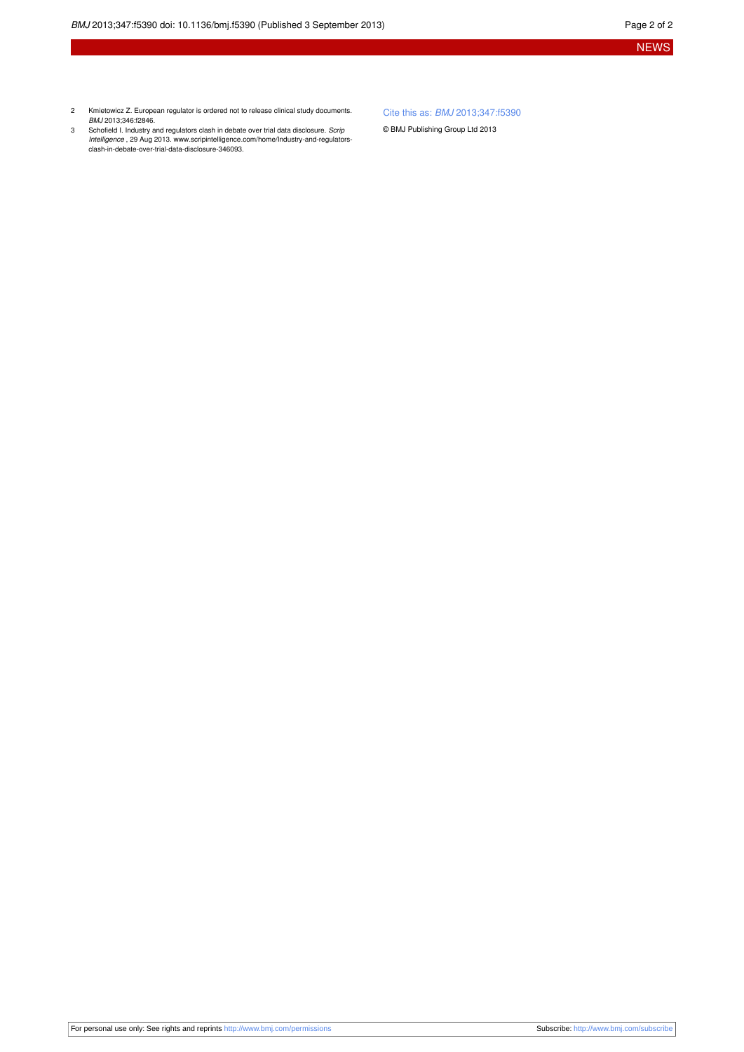2. Kmietowicz Z. European regulator is ordered not to release clinical study documents. *BMJ* 2013;346:f2846.
3. Schofield I. Industry and regulators clash in debate over trial data disclosure. *Scrip Intelligence* , 29 Aug 2013. www.scripintelligence.com/home/Industry-and-regulators-clash-in-debate-over-trial-data-disclosure-346093.

Cite this as: *BMJ* 2013;347:f5390

© BMJ Publishing Group Ltd 2013